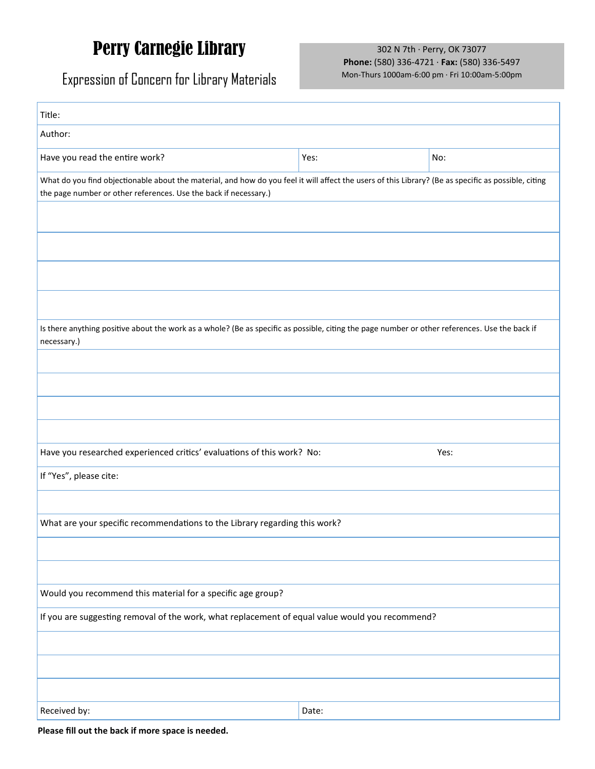# Perry Carnegie Library

## Expression of Concern for Library Materials

302 N 7th · Perry, OK 73077
**Phone:** (580) 336-4721 · **Fax:** (580) 336-5497
Mon-Thurs 1000am-6:00 pm · Fri 10:00am-5:00pm

| | | |
|---|---|---|
| Title: | | |
| Author: | | |
| Have you read the entire work? | Yes: | No: |
| What do you find objectionable about the material, and how do you feel it will affect the users of this Library? (Be as specific as possible, citing the page number or other references. Use the back if necessary.) | | |
| | | |
| | | |
| | | |
| | | |
| Is there anything positive about the work as a whole? (Be as specific as possible, citing the page number or other references. Use the back if necessary.) | | |
| | | |
| | | |
| | | |
| | | |
| Have you researched experienced critics' evaluations of this work? No: | | Yes: |
| If "Yes", please cite: | | |
| | | |
| What are your specific recommendations to the Library regarding this work? | | |
| | | |
| | | |
| Would you recommend this material for a specific age group? | | |
| If you are suggesting removal of the work, what replacement of equal value would you recommend? | | |
| | | |
| | | |
| | | |
| Received by: | Date: | |

**Please fill out the back if more space is needed.**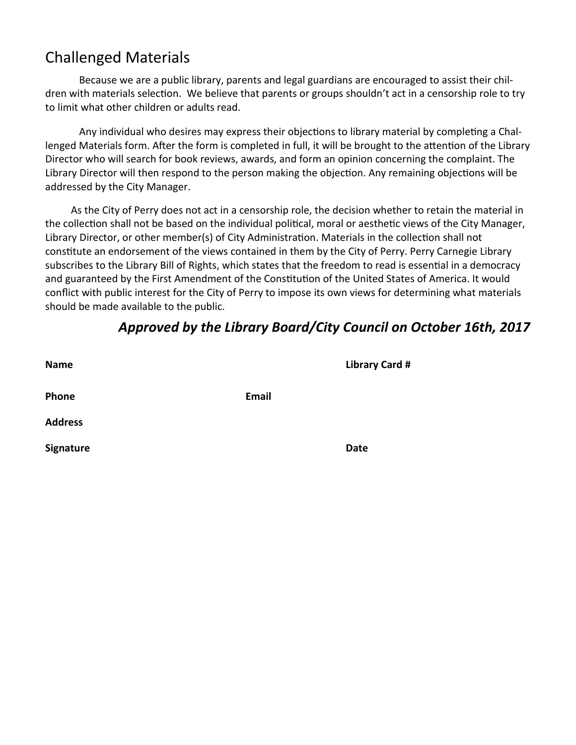## Challenged Materials

Because we are a public library, parents and legal guardians are encouraged to assist their children with materials selection. We believe that parents or groups shouldn't act in a censorship role to try to limit what other children or adults read.

Any individual who desires may express their objections to library material by completing a Challenged Materials form. After the form is completed in full, it will be brought to the attention of the Library Director who will search for book reviews, awards, and form an opinion concerning the complaint. The Library Director will then respond to the person making the objection. Any remaining objections will be addressed by the City Manager.

As the City of Perry does not act in a censorship role, the decision whether to retain the material in the collection shall not be based on the individual political, moral or aesthetic views of the City Manager, Library Director, or other member(s) of City Administration. Materials in the collection shall not constitute an endorsement of the views contained in them by the City of Perry. Perry Carnegie Library subscribes to the Library Bill of Rights, which states that the freedom to read is essential in a democracy and guaranteed by the First Amendment of the Constitution of the United States of America. It would conflict with public interest for the City of Perry to impose its own views for determining what materials should be made available to the public.

***Approved by the Library Board/City Council on October 16th, 2017***

**Name** **Library Card #**

**Phone** **Email**

**Address**

**Signature** **Date**